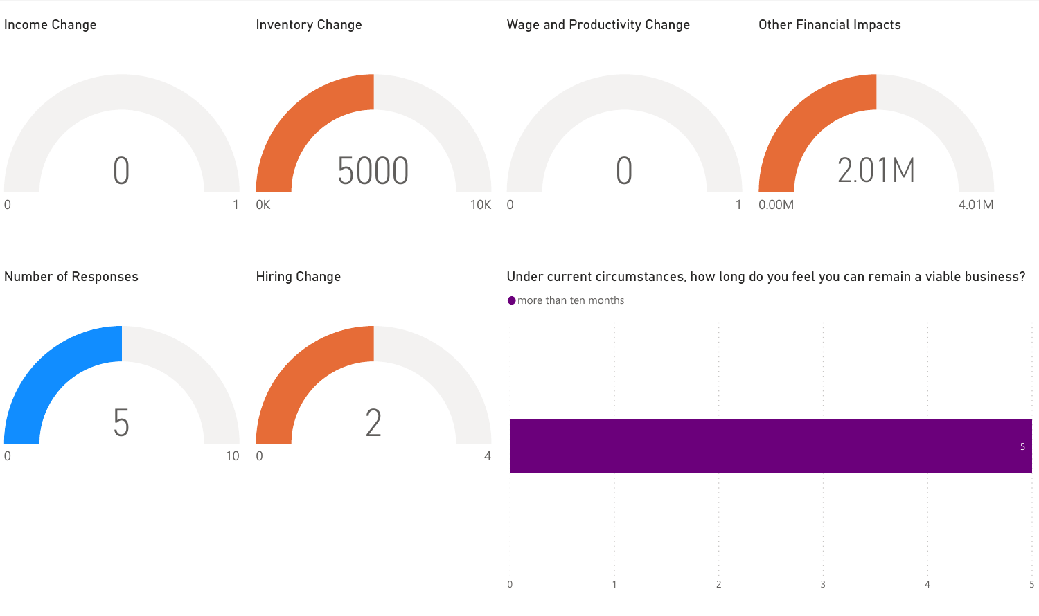## Income Change

0

0 — 1

## Inventory Change

5000

0K — 10K

## Wage and Productivity Change

0

0 — 1

## Other Financial Impacts

2.01M

0.00M — 4.01M

## Number of Responses

5

0 — 10

## Hiring Change

2

0 — 4

## Under current circumstances, how long do you feel you can remain a viable business?

| Response | Count |
|---|---|
| more than ten months | 5 |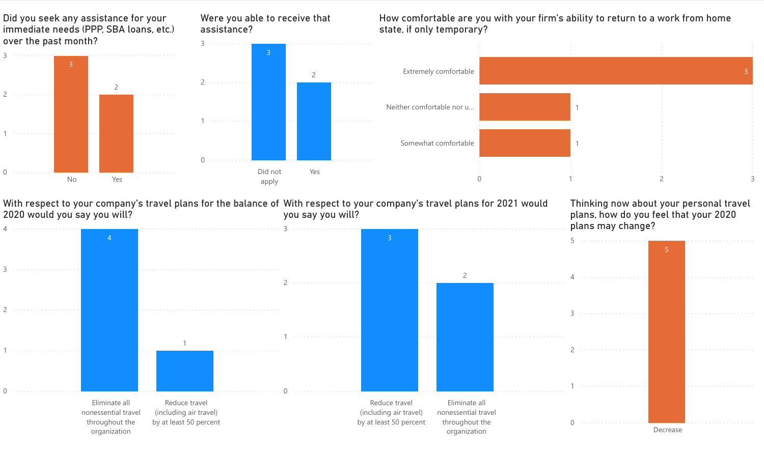Did you seek any assistance for your immediate needs (PPP, SBA loans, etc.) over the past month?

3
2
1
0
3
2
No
Yes

Were you able to receive that assistance?

3
2
1
0
3
2
Did not apply
Yes

How comfortable are you with your firm's ability to return to a work from home state, if only temporary?

Extremely comfortable
3
Neither comfortable nor u...
1
Somewhat comfortable
1
0
1
2
3

With respect to your company's travel plans for the balance of 2020 would you say you will?

4
3
2
1
0
4
1
Eliminate all nonessential travel throughout the organization
Reduce travel (including air travel) by at least 50 percent

With respect to your company's travel plans for 2021 would you say you will?

3
2
1
0
3
2
Reduce travel (including air travel) by at least 50 percent
Eliminate all nonessential travel throughout the organization

Thinking now about your personal travel plans, how do you feel that your 2020 plans may change?

5
4
3
2
1
0
5
Decrease